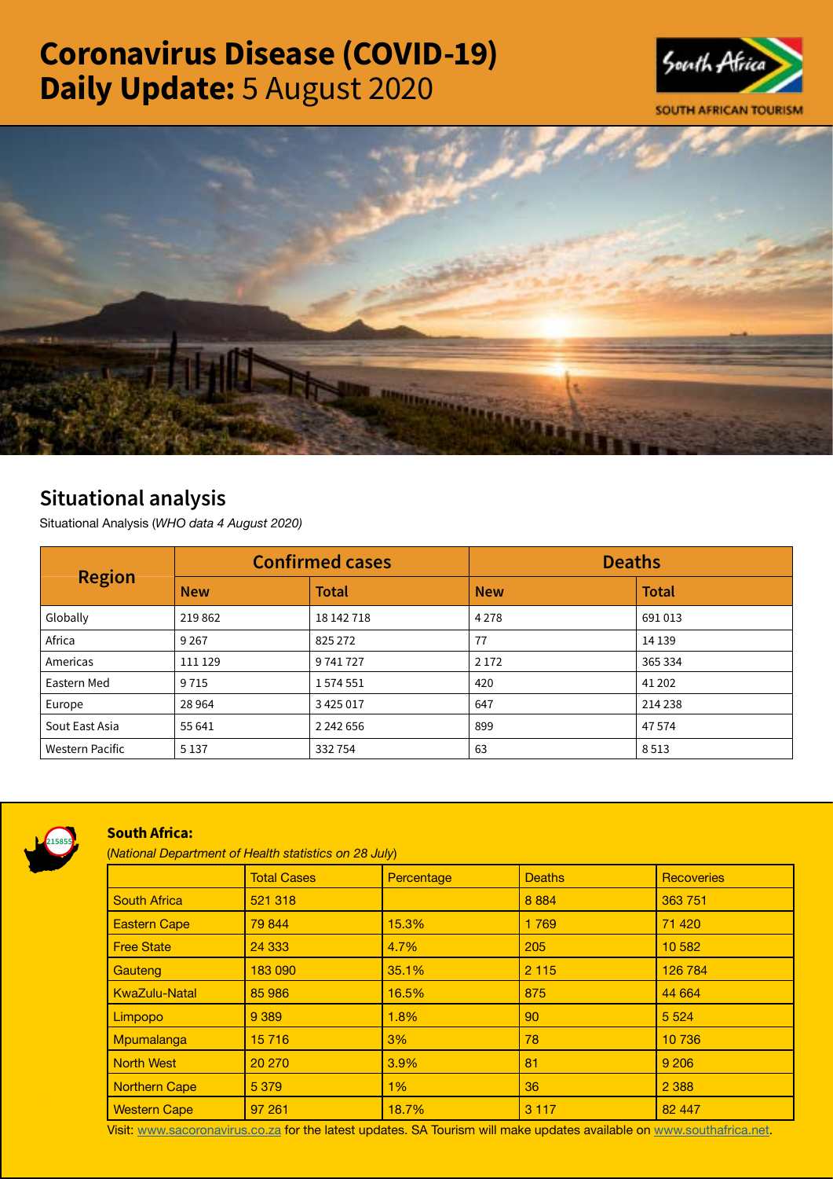# Coronavirus Disease (COVID-19) Daily Update: 5 August 2020

SOUTH AFRICAN TOURISM

## Situational analysis

Situational Analysis (*WHO data 4 August 2020*)

| Region | Confirmed cases | | Deaths | |
|---|---|---|---|---|
| | **New** | **Total** | **New** | **Total** |
| Globally | 219 862 | 18 142 718 | 4 278 | 691 013 |
| Africa | 9 267 | 825 272 | 77 | 14 139 |
| Americas | 111 129 | 9 741 727 | 2 172 | 365 334 |
| Eastern Med | 9 715 | 1 574 551 | 420 | 41 202 |
| Europe | 28 964 | 3 425 017 | 647 | 214 238 |
| Sout East Asia | 55 641 | 2 242 656 | 899 | 47 574 |
| Western Pacific | 5 137 | 332 754 | 63 | 8 513 |

215855

### South Africa:

(*National Department of Health statistics on 28 July*)

| | Total Cases | Percentage | Deaths | Recoveries |
|---|---|---|---|---|
| South Africa | 521 318 | | 8 884 | 363 751 |
| Eastern Cape | 79 844 | 15.3% | 1 769 | 71 420 |
| Free State | 24 333 | 4.7% | 205 | 10 582 |
| Gauteng | 183 090 | 35.1% | 2 115 | 126 784 |
| KwaZulu-Natal | 85 986 | 16.5% | 875 | 44 664 |
| Limpopo | 9 389 | 1.8% | 90 | 5 524 |
| Mpumalanga | 15 716 | 3% | 78 | 10 736 |
| North West | 20 270 | 3.9% | 81 | 9 206 |
| Northern Cape | 5 379 | 1% | 36 | 2 388 |
| Western Cape | 97 261 | 18.7% | 3 117 | 82 447 |

Visit: www.sacoronavirus.co.za for the latest updates. SA Tourism will make updates available on www.southafrica.net.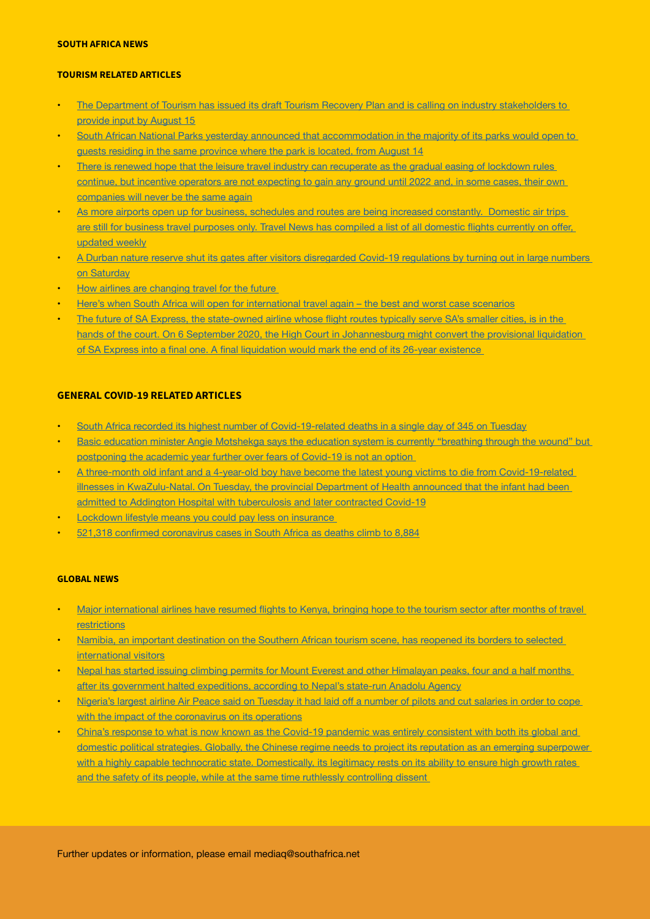**SOUTH AFRICA NEWS**

**TOURISM RELATED ARTICLES**

- The Department of Tourism has issued its draft Tourism Recovery Plan and is calling on industry stakeholders to provide input by August 15
- South African National Parks yesterday announced that accommodation in the majority of its parks would open to guests residing in the same province where the park is located, from August 14
- There is renewed hope that the leisure travel industry can recuperate as the gradual easing of lockdown rules continue, but incentive operators are not expecting to gain any ground until 2022 and, in some cases, their own companies will never be the same again
- As more airports open up for business, schedules and routes are being increased constantly. Domestic air trips are still for business travel purposes only. Travel News has compiled a list of all domestic flights currently on offer, updated weekly
- A Durban nature reserve shut its gates after visitors disregarded Covid-19 regulations by turning out in large numbers on Saturday
- How airlines are changing travel for the future
- Here's when South Africa will open for international travel again – the best and worst case scenarios
- The future of SA Express, the state-owned airline whose flight routes typically serve SA's smaller cities, is in the hands of the court. On 6 September 2020, the High Court in Johannesburg might convert the provisional liquidation of SA Express into a final one. A final liquidation would mark the end of its 26-year existence

**GENERAL COVID-19 RELATED ARTICLES**

- South Africa recorded its highest number of Covid-19-related deaths in a single day of 345 on Tuesday
- Basic education minister Angie Motshekga says the education system is currently "breathing through the wound" but postponing the academic year further over fears of Covid-19 is not an option
- A three-month old infant and a 4-year-old boy have become the latest young victims to die from Covid-19-related illnesses in KwaZulu-Natal. On Tuesday, the provincial Department of Health announced that the infant had been admitted to Addington Hospital with tuberculosis and later contracted Covid-19
- Lockdown lifestyle means you could pay less on insurance
- 521,318 confirmed coronavirus cases in South Africa as deaths climb to 8,884

**GLOBAL NEWS**

- Major international airlines have resumed flights to Kenya, bringing hope to the tourism sector after months of travel restrictions
- Namibia, an important destination on the Southern African tourism scene, has reopened its borders to selected international visitors
- Nepal has started issuing climbing permits for Mount Everest and other Himalayan peaks, four and a half months after its government halted expeditions, according to Nepal's state-run Anadolu Agency
- Nigeria's largest airline Air Peace said on Tuesday it had laid off a number of pilots and cut salaries in order to cope with the impact of the coronavirus on its operations
- China's response to what is now known as the Covid-19 pandemic was entirely consistent with both its global and domestic political strategies. Globally, the Chinese regime needs to project its reputation as an emerging superpower with a highly capable technocratic state. Domestically, its legitimacy rests on its ability to ensure high growth rates and the safety of its people, while at the same time ruthlessly controlling dissent

Further updates or information, please email mediaq@southafrica.net